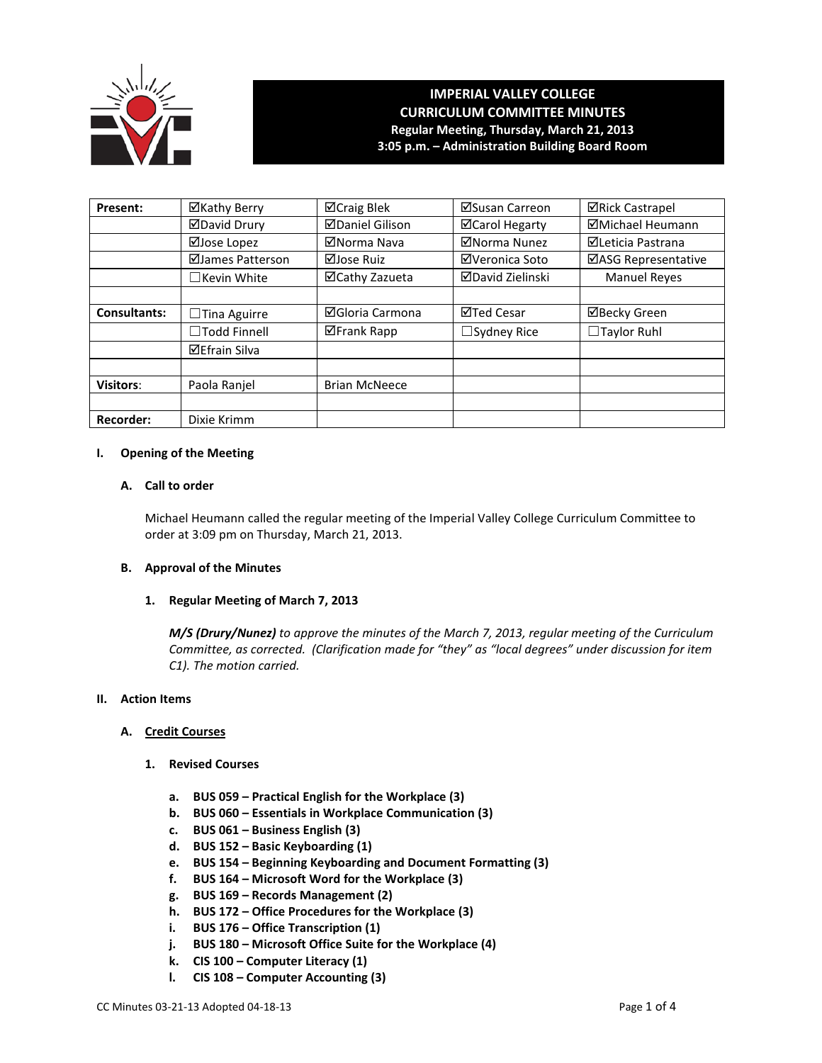# IMPERIAL VALLEY COLLEGE
## CURRICULUM COMMITTEE MINUTES
**Regular Meeting, Thursday, March 21, 2013**
**3:05 p.m. – Administration Building Board Room**

| Present: | ☑Kathy Berry | ☑Craig Blek | ☑Susan Carreon | ☑Rick Castrapel |
|---|---|---|---|---|
| | ☑David Drury | ☑Daniel Gilison | ☑Carol Hegarty | ☑Michael Heumann |
| | ☑Jose Lopez | ☑Norma Nava | ☑Norma Nunez | ☑Leticia Pastrana |
| | ☑James Patterson | ☑Jose Ruiz | ☑Veronica Soto | ☑ASG Representative |
| | ☐Kevin White | ☑Cathy Zazueta | ☑David Zielinski | Manuel Reyes |
| | | | | |
| Consultants: | ☐Tina Aguirre | ☑Gloria Carmona | ☑Ted Cesar | ☑Becky Green |
| | ☐Todd Finnell | ☑Frank Rapp | ☐Sydney Rice | ☐Taylor Ruhl |
| | ☑Efrain Silva | | | |
| | | | | |
| Visitors: | Paola Ranjel | Brian McNeece | | |
| | | | | |
| Recorder: | Dixie Krimm | | | |

## I. Opening of the Meeting

### A. Call to order

Michael Heumann called the regular meeting of the Imperial Valley College Curriculum Committee to order at 3:09 pm on Thursday, March 21, 2013.

### B. Approval of the Minutes

#### 1. Regular Meeting of March 7, 2013

***M/S (Drury/Nunez)*** *to approve the minutes of the March 7, 2013, regular meeting of the Curriculum Committee, as corrected. (Clarification made for "they" as "local degrees" under discussion for item C1). The motion carried.*

## II. Action Items

### A. Credit Courses

#### 1. Revised Courses

- **a. BUS 059 – Practical English for the Workplace (3)**
- **b. BUS 060 – Essentials in Workplace Communication (3)**
- **c. BUS 061 – Business English (3)**
- **d. BUS 152 – Basic Keyboarding (1)**
- **e. BUS 154 – Beginning Keyboarding and Document Formatting (3)**
- **f. BUS 164 – Microsoft Word for the Workplace (3)**
- **g. BUS 169 – Records Management (2)**
- **h. BUS 172 – Office Procedures for the Workplace (3)**
- **i. BUS 176 – Office Transcription (1)**
- **j. BUS 180 – Microsoft Office Suite for the Workplace (4)**
- **k. CIS 100 – Computer Literacy (1)**
- **l. CIS 108 – Computer Accounting (3)**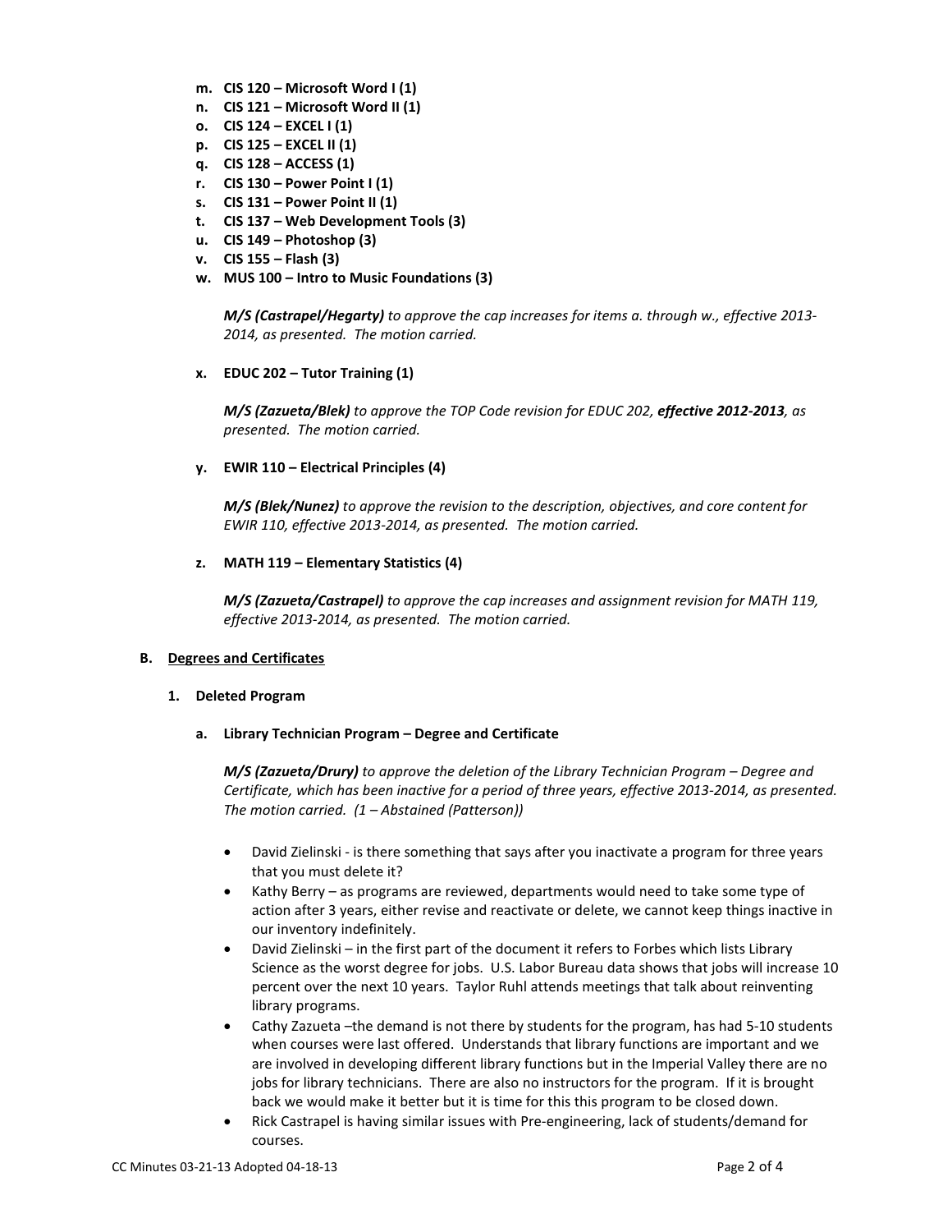- **m. CIS 120 – Microsoft Word I (1)**
- **n. CIS 121 – Microsoft Word II (1)**
- **o. CIS 124 – EXCEL I (1)**
- **p. CIS 125 – EXCEL II (1)**
- **q. CIS 128 – ACCESS (1)**
- **r. CIS 130 – Power Point I (1)**
- **s. CIS 131 – Power Point II (1)**
- **t. CIS 137 – Web Development Tools (3)**
- **u. CIS 149 – Photoshop (3)**
- **v. CIS 155 – Flash (3)**
- **w. MUS 100 – Intro to Music Foundations (3)**

***M/S (Castrapel/Hegarty)*** *to approve the cap increases for items a. through w., effective 2013-2014, as presented. The motion carried.*

**x. EDUC 202 – Tutor Training (1)**

***M/S (Zazueta/Blek)*** *to approve the TOP Code revision for EDUC 202,* ***effective 2012-2013****, as presented. The motion carried.*

**y. EWIR 110 – Electrical Principles (4)**

***M/S (Blek/Nunez)*** *to approve the revision to the description, objectives, and core content for EWIR 110, effective 2013-2014, as presented. The motion carried.*

**z. MATH 119 – Elementary Statistics (4)**

***M/S (Zazueta/Castrapel)*** *to approve the cap increases and assignment revision for MATH 119, effective 2013-2014, as presented. The motion carried.*

**B. <u>Degrees and Certificates</u>**

**1. Deleted Program**

**a. Library Technician Program – Degree and Certificate**

***M/S (Zazueta/Drury)*** *to approve the deletion of the Library Technician Program – Degree and Certificate, which has been inactive for a period of three years, effective 2013-2014, as presented. The motion carried. (1 – Abstained (Patterson))*

- David Zielinski - is there something that says after you inactivate a program for three years that you must delete it?
- Kathy Berry – as programs are reviewed, departments would need to take some type of action after 3 years, either revise and reactivate or delete, we cannot keep things inactive in our inventory indefinitely.
- David Zielinski – in the first part of the document it refers to Forbes which lists Library Science as the worst degree for jobs. U.S. Labor Bureau data shows that jobs will increase 10 percent over the next 10 years. Taylor Ruhl attends meetings that talk about reinventing library programs.
- Cathy Zazueta –the demand is not there by students for the program, has had 5-10 students when courses were last offered. Understands that library functions are important and we are involved in developing different library functions but in the Imperial Valley there are no jobs for library technicians. There are also no instructors for the program. If it is brought back we would make it better but it is time for this this program to be closed down.
- Rick Castrapel is having similar issues with Pre-engineering, lack of students/demand for courses.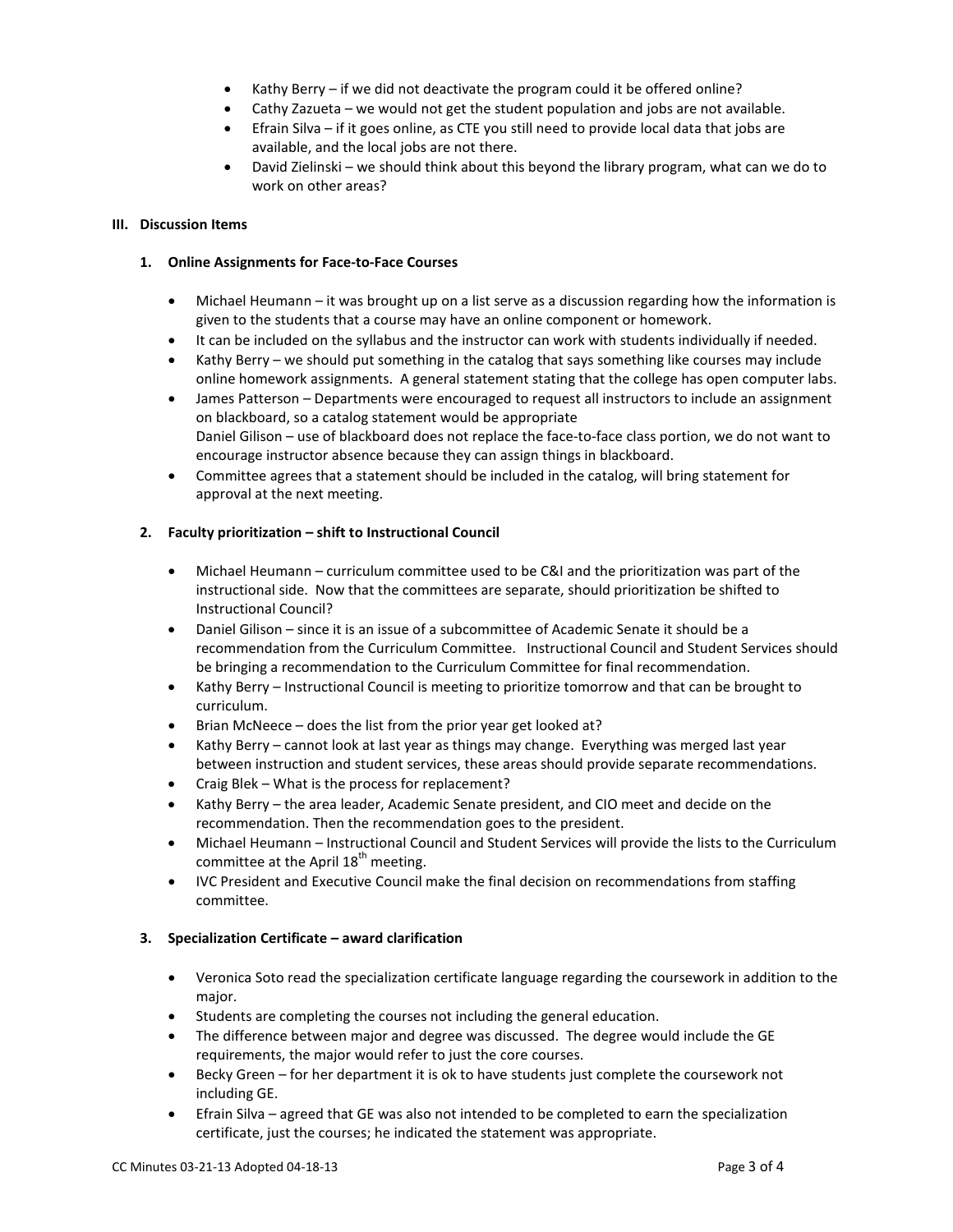- Kathy Berry – if we did not deactivate the program could it be offered online?
- Cathy Zazueta – we would not get the student population and jobs are not available.
- Efrain Silva – if it goes online, as CTE you still need to provide local data that jobs are available, and the local jobs are not there.
- David Zielinski – we should think about this beyond the library program, what can we do to work on other areas?

## III. Discussion Items

### 1. Online Assignments for Face-to-Face Courses

- Michael Heumann – it was brought up on a list serve as a discussion regarding how the information is given to the students that a course may have an online component or homework.
- It can be included on the syllabus and the instructor can work with students individually if needed.
- Kathy Berry – we should put something in the catalog that says something like courses may include online homework assignments. A general statement stating that the college has open computer labs.
- James Patterson – Departments were encouraged to request all instructors to include an assignment on blackboard, so a catalog statement would be appropriate
  Daniel Gilison – use of blackboard does not replace the face-to-face class portion, we do not want to encourage instructor absence because they can assign things in blackboard.
- Committee agrees that a statement should be included in the catalog, will bring statement for approval at the next meeting.

### 2. Faculty prioritization – shift to Instructional Council

- Michael Heumann – curriculum committee used to be C&I and the prioritization was part of the instructional side. Now that the committees are separate, should prioritization be shifted to Instructional Council?
- Daniel Gilison – since it is an issue of a subcommittee of Academic Senate it should be a recommendation from the Curriculum Committee. Instructional Council and Student Services should be bringing a recommendation to the Curriculum Committee for final recommendation.
- Kathy Berry – Instructional Council is meeting to prioritize tomorrow and that can be brought to curriculum.
- Brian McNeece – does the list from the prior year get looked at?
- Kathy Berry – cannot look at last year as things may change. Everything was merged last year between instruction and student services, these areas should provide separate recommendations.
- Craig Blek – What is the process for replacement?
- Kathy Berry – the area leader, Academic Senate president, and CIO meet and decide on the recommendation. Then the recommendation goes to the president.
- Michael Heumann – Instructional Council and Student Services will provide the lists to the Curriculum committee at the April 18th meeting.
- IVC President and Executive Council make the final decision on recommendations from staffing committee.

### 3. Specialization Certificate – award clarification

- Veronica Soto read the specialization certificate language regarding the coursework in addition to the major.
- Students are completing the courses not including the general education.
- The difference between major and degree was discussed. The degree would include the GE requirements, the major would refer to just the core courses.
- Becky Green – for her department it is ok to have students just complete the coursework not including GE.
- Efrain Silva – agreed that GE was also not intended to be completed to earn the specialization certificate, just the courses; he indicated the statement was appropriate.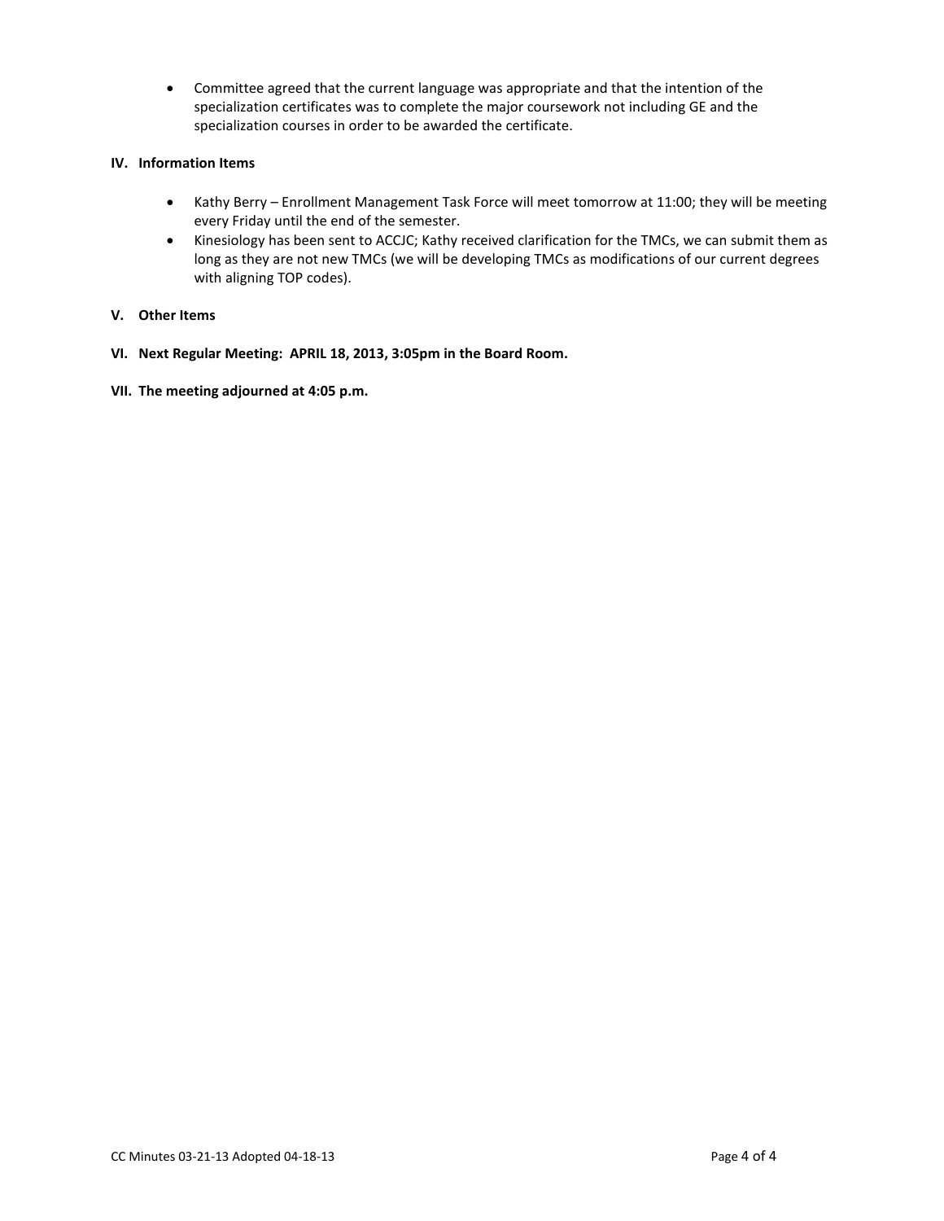- Committee agreed that the current language was appropriate and that the intention of the specialization certificates was to complete the major coursework not including GE and the specialization courses in order to be awarded the certificate.

## IV. Information Items

- Kathy Berry – Enrollment Management Task Force will meet tomorrow at 11:00; they will be meeting every Friday until the end of the semester.
- Kinesiology has been sent to ACCJC; Kathy received clarification for the TMCs, we can submit them as long as they are not new TMCs (we will be developing TMCs as modifications of our current degrees with aligning TOP codes).

## V. Other Items

## VI. Next Regular Meeting: APRIL 18, 2013, 3:05pm in the Board Room.

## VII. The meeting adjourned at 4:05 p.m.